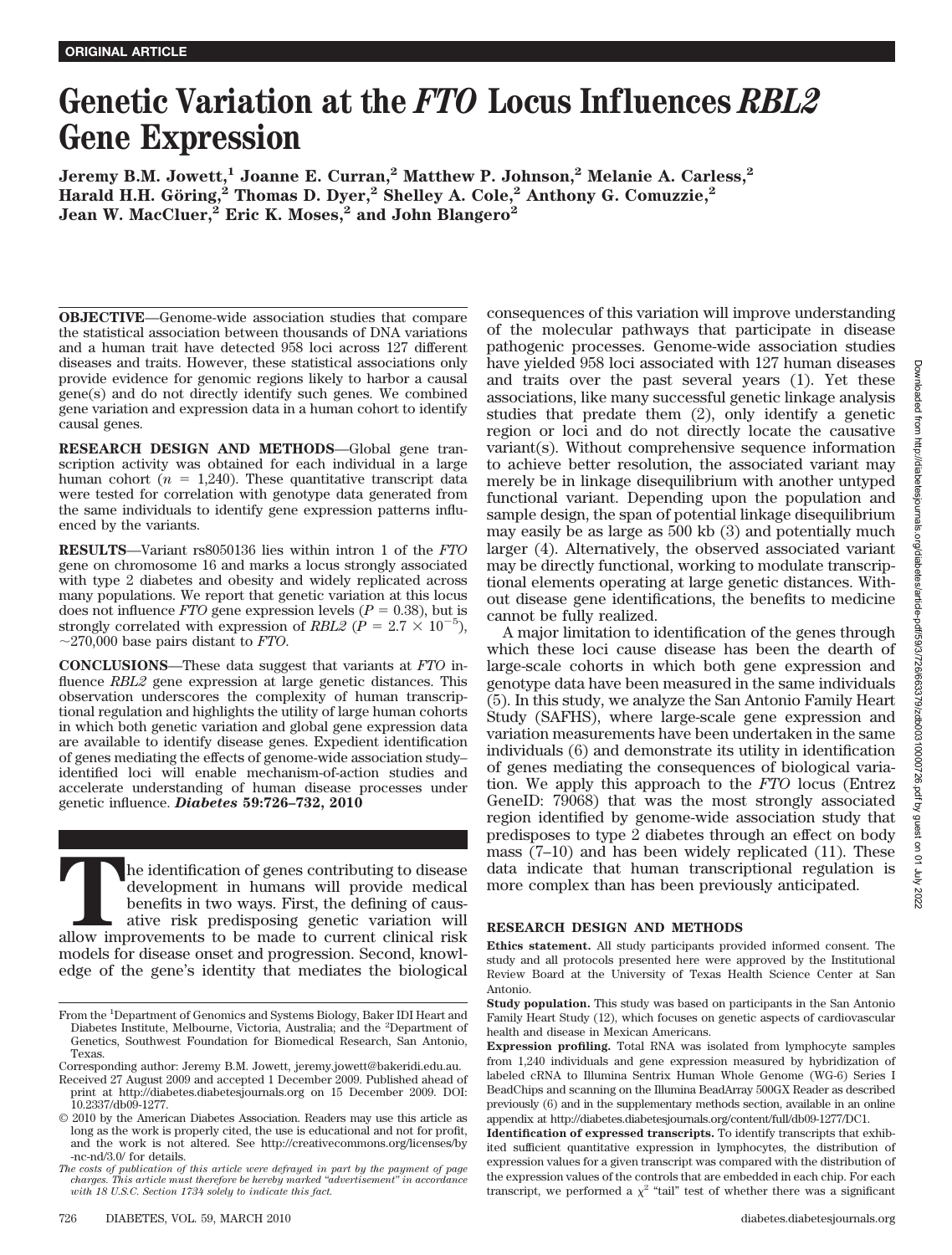ORIGINAL ARTICLE

# Genetic Variation at the *FTO* Locus Influences *RBL2* Gene Expression

**Jeremy B.M. Jowett,[1] Joanne E. Curran,[2] Matthew P. Johnson,[2] Melanie A. Carless,[2] Harald H.H. Göring,[2] Thomas D. Dyer,[2] Shelley A. Cole,[2] Anthony G. Comuzzie,[2] Jean W. MacCluer,[2] Eric K. Moses,[2] and John Blangero[2]**

**OBJECTIVE**—Genome-wide association studies that compare the statistical association between thousands of DNA variations and a human trait have detected 958 loci across 127 different diseases and traits. However, these statistical associations only provide evidence for genomic regions likely to harbor a causal gene(s) and do not directly identify such genes. We combined gene variation and expression data in a human cohort to identify causal genes.

**RESEARCH DESIGN AND METHODS**—Global gene transcription activity was obtained for each individual in a large human cohort ($n$ = 1,240). These quantitative transcript data were tested for correlation with genotype data generated from the same individuals to identify gene expression patterns influenced by the variants.

**RESULTS**—Variant rs8050136 lies within intron 1 of the *FTO* gene on chromosome 16 and marks a locus strongly associated with type 2 diabetes and obesity and widely replicated across many populations. We report that genetic variation at this locus does not influence *FTO* gene expression levels ($P$ = 0.38), but is strongly correlated with expression of *RBL2* ($P = 2.7 \times 10^{-5}$), ~270,000 base pairs distant to *FTO*.

**CONCLUSIONS**—These data suggest that variants at *FTO* influence *RBL2* gene expression at large genetic distances. This observation underscores the complexity of human transcriptional regulation and highlights the utility of large human cohorts in which both genetic variation and global gene expression data are available to identify disease genes. Expedient identification of genes mediating the effects of genome-wide association study–identified loci will enable mechanism-of-action studies and accelerate understanding of human disease processes under genetic influence. ***Diabetes* 59:726–732, 2010**

The identification of genes contributing to disease development in humans will provide medical benefits in two ways. First, the defining of causative risk predisposing genetic variation will allow improvements to be made to current clinical risk models for disease onset and progression. Second, knowledge of the gene's identity that mediates the biological consequences of this variation will improve understanding of the molecular pathways that participate in disease pathogenic processes. Genome-wide association studies have yielded 958 loci associated with 127 human diseases and traits over the past several years (1). Yet these associations, like many successful genetic linkage analysis studies that predate them (2), only identify a genetic region or loci and do not directly locate the causative variant(s). Without comprehensive sequence information to achieve better resolution, the associated variant may merely be in linkage disequilibrium with another untyped functional variant. Depending upon the population and sample design, the span of potential linkage disequilibrium may easily be as large as 500 kb (3) and potentially much larger (4). Alternatively, the observed associated variant may be directly functional, working to modulate transcriptional elements operating at large genetic distances. Without disease gene identifications, the benefits to medicine cannot be fully realized.

A major limitation to identification of the genes through which these loci cause disease has been the dearth of large-scale cohorts in which both gene expression and genotype data have been measured in the same individuals (5). In this study, we analyze the San Antonio Family Heart Study (SAFHS), where large-scale gene expression and variation measurements have been undertaken in the same individuals (6) and demonstrate its utility in identification of genes mediating the consequences of biological variation. We apply this approach to the *FTO* locus (Entrez GeneID: 79068) that was the most strongly associated region identified by genome-wide association study that predisposes to type 2 diabetes through an effect on body mass (7–10) and has been widely replicated (11). These data indicate that human transcriptional regulation is more complex than has been previously anticipated.

## RESEARCH DESIGN AND METHODS

**Ethics statement.** All study participants provided informed consent. The study and all protocols presented here were approved by the Institutional Review Board at the University of Texas Health Science Center at San Antonio.

**Study population.** This study was based on participants in the San Antonio Family Heart Study (12), which focuses on genetic aspects of cardiovascular health and disease in Mexican Americans.

**Expression profiling.** Total RNA was isolated from lymphocyte samples from 1,240 individuals and gene expression measured by hybridization of labeled cRNA to Illumina Sentrix Human Whole Genome (WG-6) Series I BeadChips and scanning on the Illumina BeadArray 500GX Reader as described previously (6) and in the supplementary methods section, available in an online appendix at http://diabetes.diabetesjournals.org/content/full/db09-1277/DC1.

**Identification of expressed transcripts.** To identify transcripts that exhibited sufficient quantitative expression in lymphocytes, the distribution of expression values for a given transcript was compared with the distribution of the expression values of the controls that are embedded in each chip. For each transcript, we performed a $\chi^2$ "tail" test of whether there was a significant

From the [1]Department of Genomics and Systems Biology, Baker IDI Heart and Diabetes Institute, Melbourne, Victoria, Australia; and the [2]Department of Genetics, Southwest Foundation for Biomedical Research, San Antonio, Texas.

Corresponding author: Jeremy B.M. Jowett, jeremy.jowett@bakeridi.edu.au.

Received 27 August 2009 and accepted 1 December 2009. Published ahead of print at http://diabetes.diabetesjournals.org on 15 December 2009. DOI: 10.2337/db09-1277.

© 2010 by the American Diabetes Association. Readers may use this article as long as the work is properly cited, the use is educational and not for profit, and the work is not altered. See http://creativecommons.org/licenses/by-nc-nd/3.0/ for details.

*The costs of publication of this article were defrayed in part by the payment of page charges. This article must therefore be hereby marked "advertisement" in accordance with 18 U.S.C. Section 1734 solely to indicate this fact.*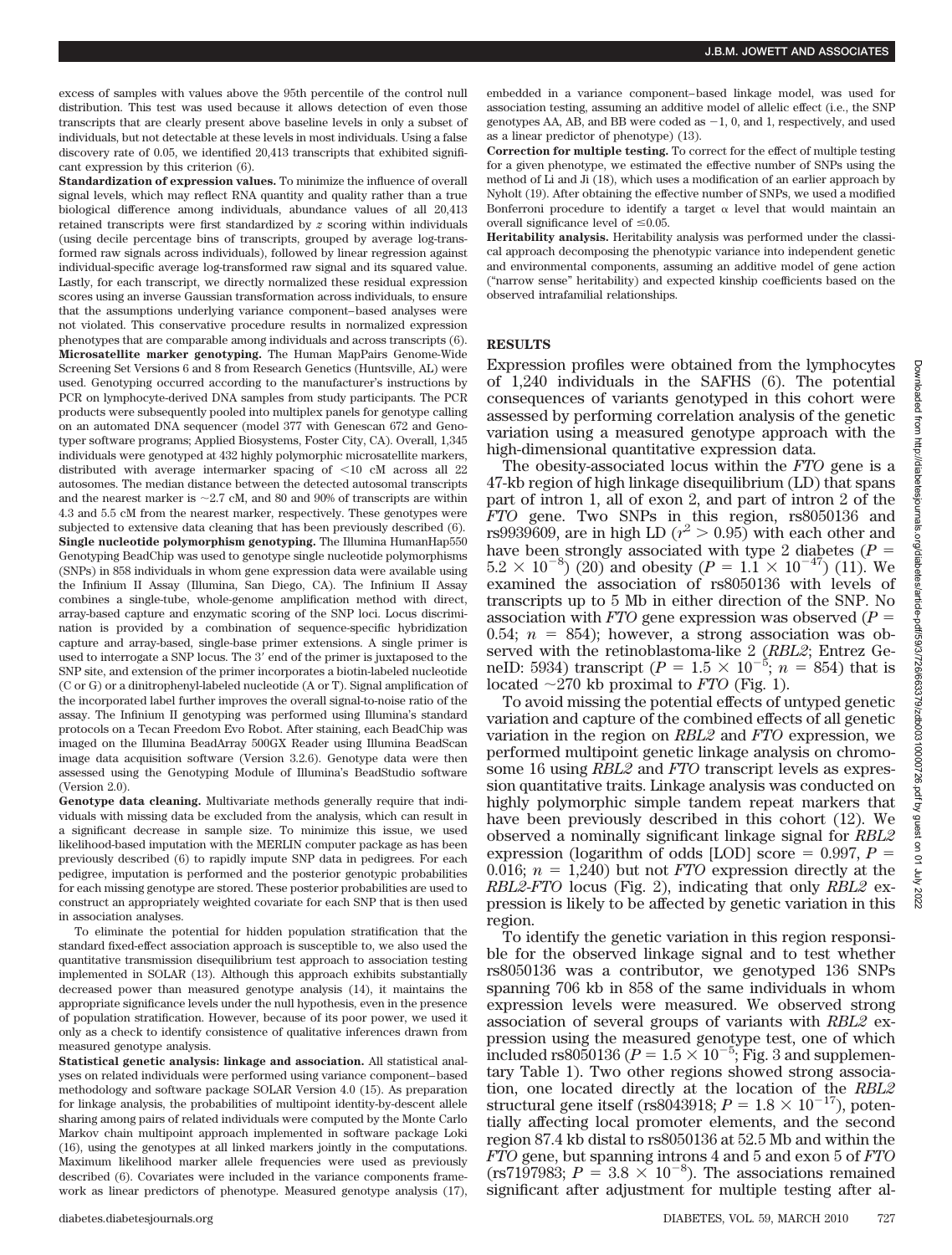excess of samples with values above the 95th percentile of the control null distribution. This test was used because it allows detection of even those transcripts that are clearly present above baseline levels in only a subset of individuals, but not detectable at these levels in most individuals. Using a false discovery rate of 0.05, we identified 20,413 transcripts that exhibited significant expression by this criterion (6).

**Standardization of expression values.** To minimize the influence of overall signal levels, which may reflect RNA quantity and quality rather than a true biological difference among individuals, abundance values of all 20,413 retained transcripts were first standardized by $z$ scoring within individuals (using decile percentage bins of transcripts, grouped by average log-transformed raw signals across individuals), followed by linear regression against individual-specific average log-transformed raw signal and its squared value. Lastly, for each transcript, we directly normalized these residual expression scores using an inverse Gaussian transformation across individuals, to ensure that the assumptions underlying variance component–based analyses were not violated. This conservative procedure results in normalized expression phenotypes that are comparable among individuals and across transcripts (6).

**Microsatellite marker genotyping.** The Human MapPairs Genome-Wide Screening Set Versions 6 and 8 from Research Genetics (Huntsville, AL) were used. Genotyping occurred according to the manufacturer's instructions by PCR on lymphocyte-derived DNA samples from study participants. The PCR products were subsequently pooled into multiplex panels for genotype calling on an automated DNA sequencer (model 377 with Genescan 672 and Genotyper software programs; Applied Biosystems, Foster City, CA). Overall, 1,345 individuals were genotyped at 432 highly polymorphic microsatellite markers, distributed with average intermarker spacing of <10 cM across all 22 autosomes. The median distance between the detected autosomal transcripts and the nearest marker is ~2.7 cM, and 80 and 90% of transcripts are within 4.3 and 5.5 cM from the nearest marker, respectively. These genotypes were subjected to extensive data cleaning that has been previously described (6).

**Single nucleotide polymorphism genotyping.** The Illumina HumanHap550 Genotyping BeadChip was used to genotype single nucleotide polymorphisms (SNPs) in 858 individuals in whom gene expression data were available using the Infinium II Assay (Illumina, San Diego, CA). The Infinium II Assay combines a single-tube, whole-genome amplification method with direct, array-based capture and enzymatic scoring of the SNP loci. Locus discrimination is provided by a combination of sequence-specific hybridization capture and array-based, single-base primer extensions. A single primer is used to interrogate a SNP locus. The 3′ end of the primer is juxtaposed to the SNP site, and extension of the primer incorporates a biotin-labeled nucleotide (C or G) or a dinitrophenyl-labeled nucleotide (A or T). Signal amplification of the incorporated label further improves the overall signal-to-noise ratio of the assay. The Infinium II genotyping was performed using Illumina's standard protocols on a Tecan Freedom Evo Robot. After staining, each BeadChip was imaged on the Illumina BeadArray 500GX Reader using Illumina BeadScan image data acquisition software (Version 3.2.6). Genotype data were then assessed using the Genotyping Module of Illumina's BeadStudio software (Version 2.0).

**Genotype data cleaning.** Multivariate methods generally require that individuals with missing data be excluded from the analysis, which can result in a significant decrease in sample size. To minimize this issue, we used likelihood-based imputation with the MERLIN computer package as has been previously described (6) to rapidly impute SNP data in pedigrees. For each pedigree, imputation is performed and the posterior genotypic probabilities for each missing genotype are stored. These posterior probabilities are used to construct an appropriately weighted covariate for each SNP that is then used in association analyses.

To eliminate the potential for hidden population stratification that the standard fixed-effect association approach is susceptible to, we also used the quantitative transmission disequilibrium test approach to association testing implemented in SOLAR (13). Although this approach exhibits substantially decreased power than measured genotype analysis (14), it maintains the appropriate significance levels under the null hypothesis, even in the presence of population stratification. However, because of its poor power, we used it only as a check to identify consistency of qualitative inferences drawn from measured genotype analysis.

**Statistical genetic analysis: linkage and association.** All statistical analyses on related individuals were performed using variance component–based methodology and software package SOLAR Version 4.0 (15). As preparation for linkage analysis, the probabilities of multipoint identity-by-descent allele sharing among pairs of related individuals were computed by the Monte Carlo Markov chain multipoint approach implemented in software package Loki (16), using the genotypes at all linked markers jointly in the computations. Maximum likelihood marker allele frequencies were used as previously described (6). Covariates were included in the variance components framework as linear predictors of phenotype. Measured genotype analysis (17), embedded in a variance component–based linkage model, was used for association testing, assuming an additive model of allelic effect (i.e., the SNP genotypes AA, AB, and BB were coded as −1, 0, and 1, respectively, and used as a linear predictor of phenotype) (13).

**Correction for multiple testing.** To correct for the effect of multiple testing for a given phenotype, we estimated the effective number of SNPs using the method of Li and Ji (18), which uses a modification of an earlier approach by Nyholt (19). After obtaining the effective number of SNPs, we used a modified Bonferroni procedure to identify a target $\alpha$ level that would maintain an overall significance level of $\leq 0.05$.

**Heritability analysis.** Heritability analysis was performed under the classical approach decomposing the phenotypic variance into independent genetic and environmental components, assuming an additive model of gene action ("narrow sense" heritability) and expected kinship coefficients based on the observed intrafamilial relationships.

## RESULTS

Expression profiles were obtained from the lymphocytes of 1,240 individuals in the SAFHS (6). The potential consequences of variants genotyped in this cohort were assessed by performing correlation analysis of the genetic variation using a measured genotype approach with the high-dimensional quantitative expression data.

The obesity-associated locus within the *FTO* gene is a 47-kb region of high linkage disequilibrium (LD) that spans part of intron 1, all of exon 2, and part of intron 2 of the *FTO* gene. Two SNPs in this region, rs8050136 and rs9939609, are in high LD ($r^2 > 0.95$) with each other and have been strongly associated with type 2 diabetes ($P = 5.2 \times 10^{-8}$) (20) and obesity ($P = 1.1 \times 10^{-47}$) (11). We examined the association of rs8050136 with levels of transcripts up to 5 Mb in either direction of the SNP. No association with *FTO* gene expression was observed ($P = 0.54$; $n = 854$); however, a strong association was observed with the retinoblastoma-like 2 (*RBL2*; Entrez GeneID: 5934) transcript ($P = 1.5 \times 10^{-5}$; $n = 854$) that is located ~270 kb proximal to *FTO* (Fig. 1).

To avoid missing the potential effects of untyped genetic variation and capture of the combined effects of all genetic variation in the region on *RBL2* and *FTO* expression, we performed multipoint genetic linkage analysis on chromosome 16 using *RBL2* and *FTO* transcript levels as expression quantitative traits. Linkage analysis was conducted on highly polymorphic simple tandem repeat markers that have been previously described in this cohort (12). We observed a nominally significant linkage signal for *RBL2* expression (logarithm of odds [LOD] score = 0.997, $P = 0.016$; $n = 1{,}240$) but not *FTO* expression directly at the *RBL2-FTO* locus (Fig. 2), indicating that only *RBL2* expression is likely to be affected by genetic variation in this region.

To identify the genetic variation in this region responsible for the observed linkage signal and to test whether rs8050136 was a contributor, we genotyped 136 SNPs spanning 706 kb in 858 of the same individuals in whom expression levels were measured. We observed strong association of several groups of variants with *RBL2* expression using the measured genotype test, one of which included rs8050136 ($P = 1.5 \times 10^{-5}$; Fig. 3 and supplementary Table 1). Two other regions showed strong association, one located directly at the location of the *RBL2* structural gene itself (rs8043918; $P = 1.8 \times 10^{-17}$), potentially affecting local promoter elements, and the second region 87.4 kb distal to rs8050136 at 52.5 Mb and within the *FTO* gene, but spanning introns 4 and 5 and exon 5 of *FTO* (rs7197983; $P = 3.8 \times 10^{-8}$). The associations remained significant after adjustment for multiple testing after al-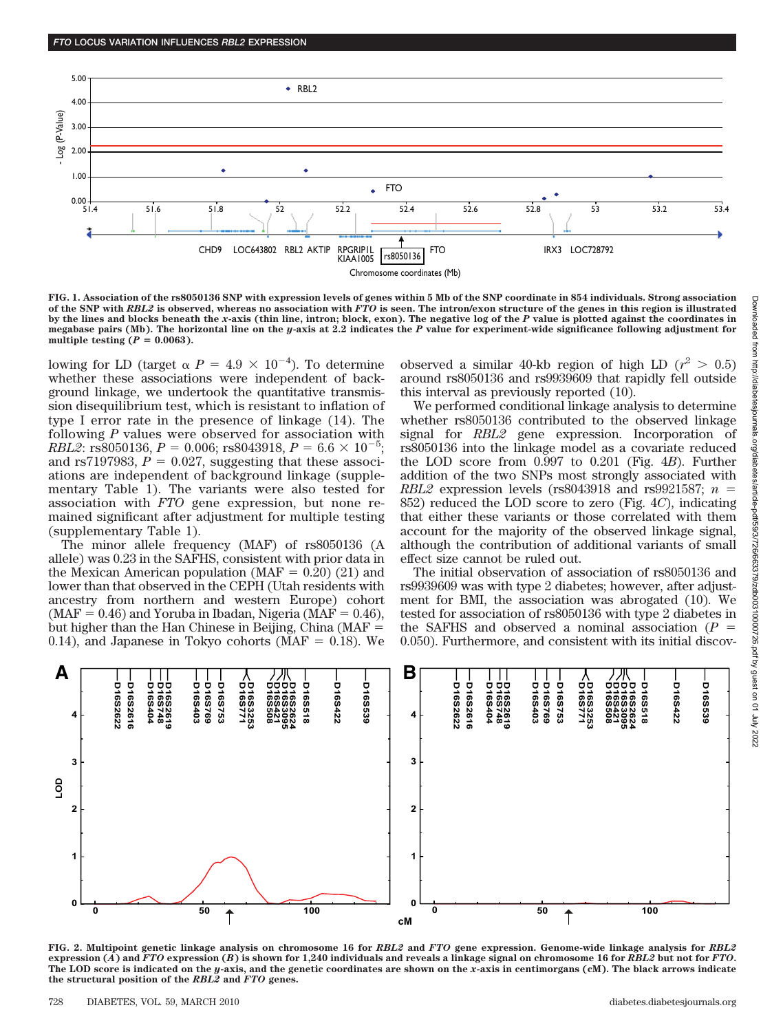**FIG. 1. Association of the rs8050136 SNP with expression levels of genes within 5 Mb of the SNP coordinate in 854 individuals. Strong association of the SNP with *RBL2* is observed, whereas no association with *FTO* is seen. The intron/exon structure of the genes in this region is illustrated by the lines and blocks beneath the *x*-axis (thin line, intron; block, exon). The negative log of the *P* value is plotted against the coordinates in megabase pairs (Mb). The horizontal line on the *y*-axis at 2.2 indicates the *P* value for experiment-wide significance following adjustment for multiple testing ($P = 0.0063$).**

lowing for LD (target $\alpha$ $P = 4.9 \times 10^{-4}$). To determine whether these associations were independent of background linkage, we undertook the quantitative transmission disequilibrium test, which is resistant to inflation of type I error rate in the presence of linkage (14). The following *P* values were observed for association with *RBL2*: rs8050136, $P = 0.006$; rs8043918, $P = 6.6 \times 10^{-5}$; and rs7197983, $P = 0.027$, suggesting that these associations are independent of background linkage (supplementary Table 1). The variants were also tested for association with *FTO* gene expression, but none remained significant after adjustment for multiple testing (supplementary Table 1).

The minor allele frequency (MAF) of rs8050136 (A allele) was 0.23 in the SAFHS, consistent with prior data in the Mexican American population (MAF = 0.20) (21) and lower than that observed in the CEPH (Utah residents with ancestry from northern and western Europe) cohort (MAF = 0.46) and Yoruba in Ibadan, Nigeria (MAF = 0.46), but higher than the Han Chinese in Beijing, China (MAF = 0.14), and Japanese in Tokyo cohorts (MAF = 0.18). We observed a similar 40-kb region of high LD ($r^2 > 0.5$) around rs8050136 and rs9939609 that rapidly fell outside this interval as previously reported (10).

We performed conditional linkage analysis to determine whether rs8050136 contributed to the observed linkage signal for *RBL2* gene expression. Incorporation of rs8050136 into the linkage model as a covariate reduced the LOD score from 0.997 to 0.201 (Fig. 4*B*). Further addition of the two SNPs most strongly associated with *RBL2* expression levels (rs8043918 and rs9921587; $n = 852$) reduced the LOD score to zero (Fig. 4*C*), indicating that either these variants or those correlated with them account for the majority of the observed linkage signal, although the contribution of additional variants of small effect size cannot be ruled out.

The initial observation of association of rs8050136 and rs9939609 was with type 2 diabetes; however, after adjustment for BMI, the association was abrogated (10). We tested for association of rs8050136 with type 2 diabetes in the SAFHS and observed a nominal association ($P = 0.050$). Furthermore, and consistent with its initial discov-

**FIG. 2. Multipoint genetic linkage analysis on chromosome 16 for *RBL2* and *FTO* gene expression. Genome-wide linkage analysis for *RBL2* expression (*A*) and *FTO* expression (*B*) is shown for 1,240 individuals and reveals a linkage signal on chromosome 16 for *RBL2* but not for *FTO*. The LOD score is indicated on the *y*-axis, and the genetic coordinates are shown on the *x*-axis in centimorgans (cM). The black arrows indicate the structural position of the *RBL2* and *FTO* genes.**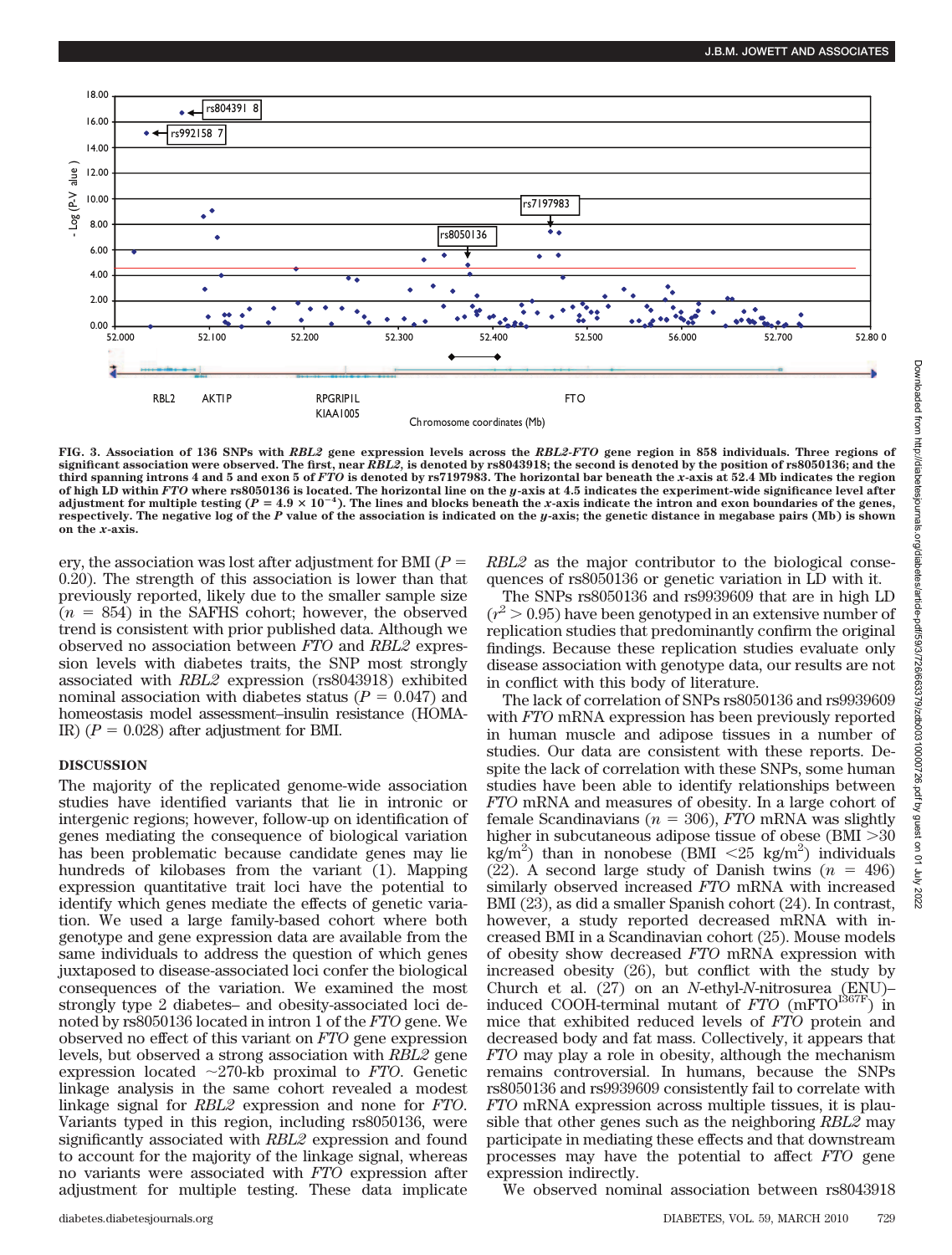FIG. 3. Association of 136 SNPs with *RBL2* gene expression levels across the *RBL2-FTO* gene region in 858 individuals. Three regions of significant association were observed. The first, near *RBL2*, is denoted by rs8043918; the second is denoted by the position of rs8050136; and the third spanning introns 4 and 5 and exon 5 of *FTO* is denoted by rs7197983. The horizontal bar beneath the *x*-axis at 52.4 Mb indicates the region of high LD within *FTO* where rs8050136 is located. The horizontal line on the *y*-axis at 4.5 indicates the experiment-wide significance level after adjustment for multiple testing ($P = 4.9 \times 10^{-4}$). The lines and blocks beneath the *x*-axis indicate the intron and exon boundaries of the genes, respectively. The negative log of the *P* value of the association is indicated on the *y*-axis; the genetic distance in megabase pairs (Mb) is shown on the *x*-axis.

ery, the association was lost after adjustment for BMI ($P = 0.20$). The strength of this association is lower than that previously reported, likely due to the smaller sample size ($n = 854$) in the SAFHS cohort; however, the observed trend is consistent with prior published data. Although we observed no association between *FTO* and *RBL2* expression levels with diabetes traits, the SNP most strongly associated with *RBL2* expression (rs8043918) exhibited nominal association with diabetes status ($P = 0.047$) and homeostasis model assessment–insulin resistance (HOMA-IR) ($P = 0.028$) after adjustment for BMI.

## DISCUSSION

The majority of the replicated genome-wide association studies have identified variants that lie in intronic or intergenic regions; however, follow-up on identification of genes mediating the consequence of biological variation has been problematic because candidate genes may lie hundreds of kilobases from the variant (1). Mapping expression quantitative trait loci have the potential to identify which genes mediate the effects of genetic variation. We used a large family-based cohort where both genotype and gene expression data are available from the same individuals to address the question of which genes juxtaposed to disease-associated loci confer the biological consequences of the variation. We examined the most strongly type 2 diabetes– and obesity-associated loci denoted by rs8050136 located in intron 1 of the *FTO* gene. We observed no effect of this variant on *FTO* gene expression levels, but observed a strong association with *RBL2* gene expression located ~270-kb proximal to *FTO*. Genetic linkage analysis in the same cohort revealed a modest linkage signal for *RBL2* expression and none for *FTO*. Variants typed in this region, including rs8050136, were significantly associated with *RBL2* expression and found to account for the majority of the linkage signal, whereas no variants were associated with *FTO* expression after adjustment for multiple testing. These data implicate *RBL2* as the major contributor to the biological consequences of rs8050136 or genetic variation in LD with it.

The SNPs rs8050136 and rs9939609 that are in high LD ($r^2 > 0.95$) have been genotyped in an extensive number of replication studies that predominantly confirm the original findings. Because these replication studies evaluate only disease association with genotype data, our results are not in conflict with this body of literature.

The lack of correlation of SNPs rs8050136 and rs9939609 with *FTO* mRNA expression has been previously reported in human muscle and adipose tissues in a number of studies. Our data are consistent with these reports. Despite the lack of correlation with these SNPs, some human studies have been able to identify relationships between *FTO* mRNA and measures of obesity. In a large cohort of female Scandinavians ($n = 306$), *FTO* mRNA was slightly higher in subcutaneous adipose tissue of obese (BMI >30 kg/m$^2$) than in nonobese (BMI <25 kg/m$^2$) individuals (22). A second large study of Danish twins ($n = 496$) similarly observed increased *FTO* mRNA with increased BMI (23), as did a smaller Spanish cohort (24). In contrast, however, a study reported decreased mRNA with increased BMI in a Scandinavian cohort (25). Mouse models of obesity show decreased *FTO* mRNA expression with increased obesity (26), but conflict with the study by Church et al. (27) on an *N*-ethyl-*N*-nitrosurea (ENU)–induced COOH-terminal mutant of *FTO* (mFTO$^{I367F}$) in mice that exhibited reduced levels of *FTO* protein and decreased body and fat mass. Collectively, it appears that *FTO* may play a role in obesity, although the mechanism remains controversial. In humans, because the SNPs rs8050136 and rs9939609 consistently fail to correlate with *FTO* mRNA expression across multiple tissues, it is plausible that other genes such as the neighboring *RBL2* may participate in mediating these effects and that downstream processes may have the potential to affect *FTO* gene expression indirectly.

We observed nominal association between rs8043918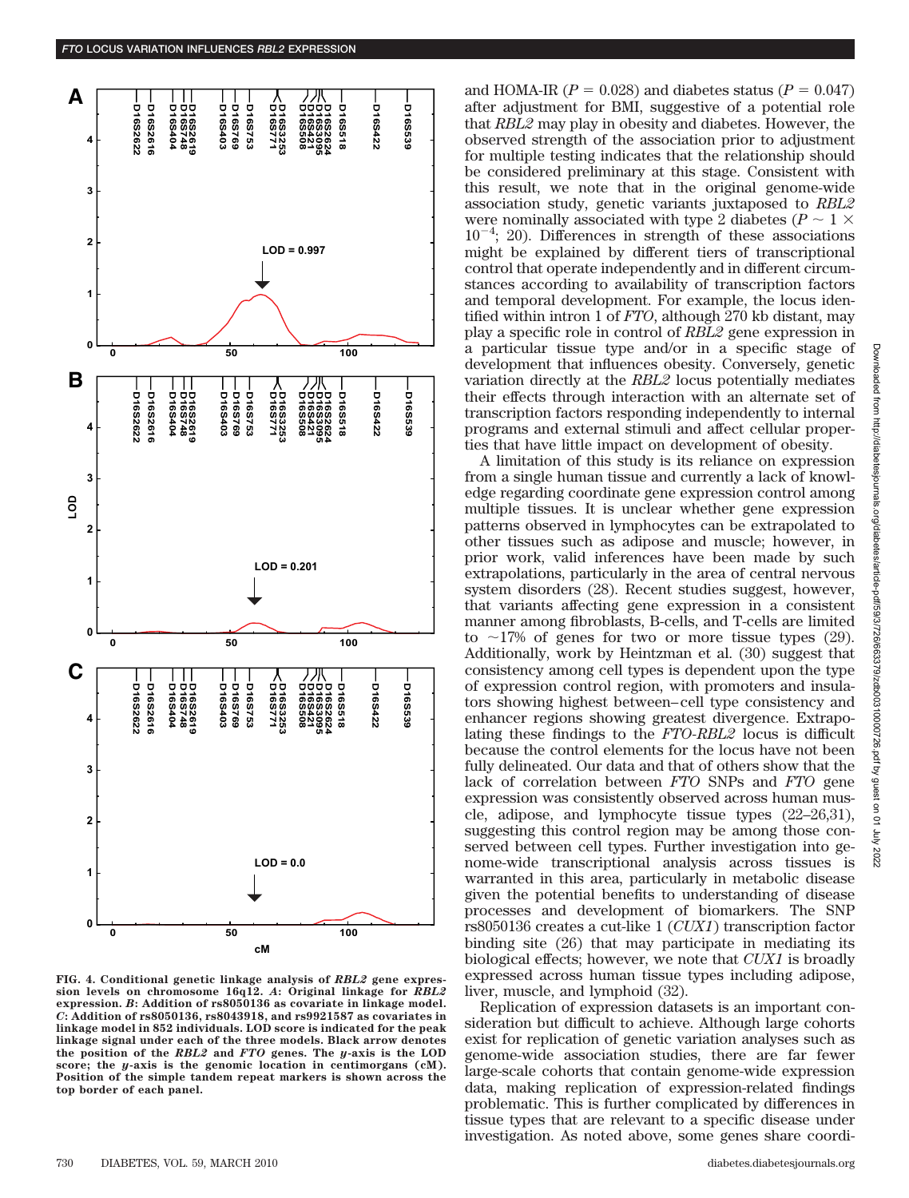FIG. 4. Conditional genetic linkage analysis of *RBL2* gene expression levels on chromosome 16q12. *A*: Original linkage for *RBL2* expression. *B*: Addition of rs8050136 as covariate in linkage model. *C*: Addition of rs8050136, rs8043918, and rs9921587 as covariates in linkage model in 852 individuals. LOD score is indicated for the peak linkage signal under each of the three models. Black arrow denotes the position of the *RBL2* and *FTO* genes. The *y*-axis is the LOD score; the *y*-axis is the genomic location in centimorgans (cM). Position of the simple tandem repeat markers is shown across the top border of each panel.

and HOMA-IR ($P = 0.028$) and diabetes status ($P = 0.047$) after adjustment for BMI, suggestive of a potential role that *RBL2* may play in obesity and diabetes. However, the observed strength of the association prior to adjustment for multiple testing indicates that the relationship should be considered preliminary at this stage. Consistent with this result, we note that in the original genome-wide association study, genetic variants juxtaposed to *RBL2* were nominally associated with type 2 diabetes ($P \sim 1 \times 10^{-4}$; 20). Differences in strength of these associations might be explained by different tiers of transcriptional control that operate independently and in different circumstances according to availability of transcription factors and temporal development. For example, the locus identified within intron 1 of *FTO*, although 270 kb distant, may play a specific role in control of *RBL2* gene expression in a particular tissue type and/or in a specific stage of development that influences obesity. Conversely, genetic variation directly at the *RBL2* locus potentially mediates their effects through interaction with an alternate set of transcription factors responding independently to internal programs and external stimuli and affect cellular properties that have little impact on development of obesity.

A limitation of this study is its reliance on expression from a single human tissue and currently a lack of knowledge regarding coordinate gene expression control among multiple tissues. It is unclear whether gene expression patterns observed in lymphocytes can be extrapolated to other tissues such as adipose and muscle; however, in prior work, valid inferences have been made by such extrapolations, particularly in the area of central nervous system disorders (28). Recent studies suggest, however, that variants affecting gene expression in a consistent manner among fibroblasts, B-cells, and T-cells are limited to ~17% of genes for two or more tissue types (29). Additionally, work by Heintzman et al. (30) suggest that consistency among cell types is dependent upon the type of expression control region, with promoters and insulators showing highest between–cell type consistency and enhancer regions showing greatest divergence. Extrapolating these findings to the *FTO-RBL2* locus is difficult because the control elements for the locus have not been fully delineated. Our data and that of others show that the lack of correlation between *FTO* SNPs and *FTO* gene expression was consistently observed across human muscle, adipose, and lymphocyte tissue types (22–26,31), suggesting this control region may be among those conserved between cell types. Further investigation into genome-wide transcriptional analysis across tissues is warranted in this area, particularly in metabolic disease given the potential benefits to understanding of disease processes and development of biomarkers. The SNP rs8050136 creates a cut-like 1 (*CUX1*) transcription factor binding site (26) that may participate in mediating its biological effects; however, we note that *CUX1* is broadly expressed across human tissue types including adipose, liver, muscle, and lymphoid (32).

Replication of expression datasets is an important consideration but difficult to achieve. Although large cohorts exist for replication of genetic variation analyses such as genome-wide association studies, there are far fewer large-scale cohorts that contain genome-wide expression data, making replication of expression-related findings problematic. This is further complicated by differences in tissue types that are relevant to a specific disease under investigation. As noted above, some genes share coordi-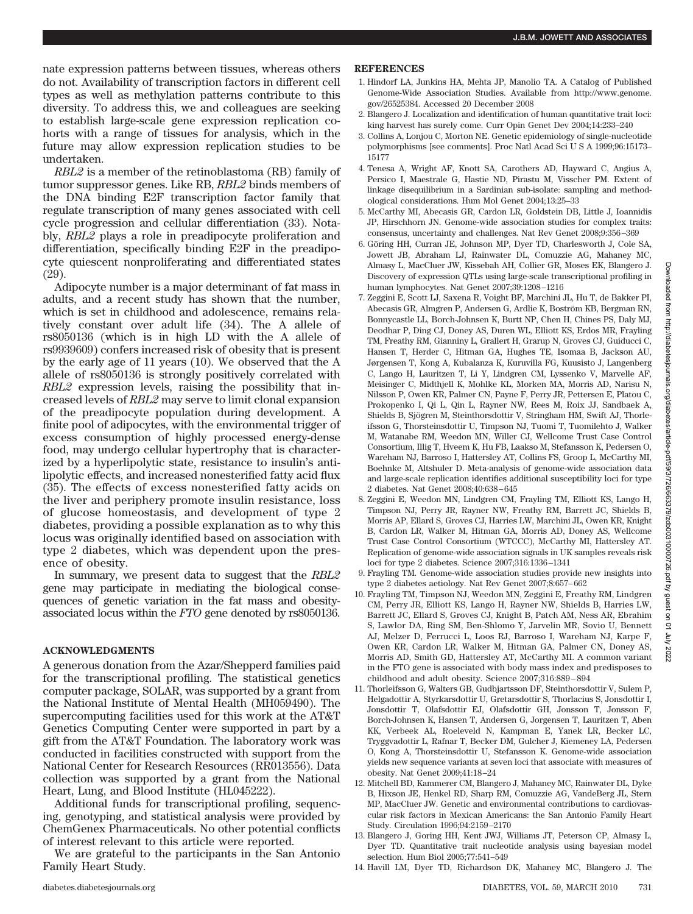nate expression patterns between tissues, whereas others do not. Availability of transcription factors in different cell types as well as methylation patterns contribute to this diversity. To address this, we and colleagues are seeking to establish large-scale gene expression replication cohorts with a range of tissues for analysis, which in the future may allow expression replication studies to be undertaken.

*RBL2* is a member of the retinoblastoma (RB) family of tumor suppressor genes. Like RB, *RBL2* binds members of the DNA binding E2F transcription factor family that regulate transcription of many genes associated with cell cycle progression and cellular differentiation (33). Notably, *RBL2* plays a role in preadipocyte proliferation and differentiation, specifically binding E2F in the preadipocyte quiescent nonproliferating and differentiated states (29).

Adipocyte number is a major determinant of fat mass in adults, and a recent study has shown that the number, which is set in childhood and adolescence, remains relatively constant over adult life (34). The A allele of rs8050136 (which is in high LD with the A allele of rs9939609) confers increased risk of obesity that is present by the early age of 11 years (10). We observed that the A allele of rs8050136 is strongly positively correlated with *RBL2* expression levels, raising the possibility that increased levels of *RBL2* may serve to limit clonal expansion of the preadipocyte population during development. A finite pool of adipocytes, with the environmental trigger of excess consumption of highly processed energy-dense food, may undergo cellular hypertrophy that is characterized by a hyperlipolytic state, resistance to insulin's antilipolytic effects, and increased nonesterified fatty acid flux (35). The effects of excess nonesterified fatty acids on the liver and periphery promote insulin resistance, loss of glucose homeostasis, and development of type 2 diabetes, providing a possible explanation as to why this locus was originally identified based on association with type 2 diabetes, which was dependent upon the presence of obesity.

In summary, we present data to suggest that the *RBL2* gene may participate in mediating the biological consequences of genetic variation in the fat mass and obesity-associated locus within the *FTO* gene denoted by rs8050136.

## ACKNOWLEDGMENTS

A generous donation from the Azar/Shepperd families paid for the transcriptional profiling. The statistical genetics computer package, SOLAR, was supported by a grant from the National Institute of Mental Health (MH059490). The supercomputing facilities used for this work at the AT&T Genetics Computing Center were supported in part by a gift from the AT&T Foundation. The laboratory work was conducted in facilities constructed with support from the National Center for Research Resources (RR013556). Data collection was supported by a grant from the National Heart, Lung, and Blood Institute (HL045222).

Additional funds for transcriptional profiling, sequencing, genotyping, and statistical analysis were provided by ChemGenex Pharmaceuticals. No other potential conflicts of interest relevant to this article were reported.

We are grateful to the participants in the San Antonio Family Heart Study.

## REFERENCES

1. Hindorf LA, Junkins HA, Mehta JP, Manolio TA. A Catalog of Published Genome-Wide Association Studies. Available from http://www.genome.gov/26525384. Accessed 20 December 2008
2. Blangero J. Localization and identification of human quantitative trait loci: king harvest has surely come. Curr Opin Genet Dev 2004;14:233–240
3. Collins A, Lonjou C, Morton NE. Genetic epidemiology of single-nucleotide polymorphisms [see comments]. Proc Natl Acad Sci U S A 1999;96:15173–15177
4. Tenesa A, Wright AF, Knott SA, Carothers AD, Hayward C, Angius A, Persico I, Maestrale G, Hastie ND, Pirastu M, Visscher PM. Extent of linkage disequilibrium in a Sardinian sub-isolate: sampling and methodological considerations. Hum Mol Genet 2004;13:25–33
5. McCarthy MI, Abecasis GR, Cardon LR, Goldstein DB, Little J, Ioannidis JP, Hirschhorn JN. Genome-wide association studies for complex traits: consensus, uncertainty and challenges. Nat Rev Genet 2008;9:356–369
6. Göring HH, Curran JE, Johnson MP, Dyer TD, Charlesworth J, Cole SA, Jowett JB, Abraham LJ, Rainwater DL, Comuzzie AG, Mahaney MC, Almasy L, MacCluer JW, Kissebah AH, Collier GR, Moses EK, Blangero J. Discovery of expression QTLs using large-scale transcriptional profiling in human lymphocytes. Nat Genet 2007;39:1208–1216
7. Zeggini E, Scott LJ, Saxena R, Voight BF, Marchini JL, Hu T, de Bakker PI, Abecasis GR, Almgren P, Andersen G, Ardlie K, Boström KB, Bergman RN, Bonnycastle LL, Borch-Johnsen K, Burtt NP, Chen H, Chines PS, Daly MJ, Deodhar P, Ding CJ, Doney AS, Duren WL, Elliott KS, Erdos MR, Frayling TM, Freathy RM, Gianniny L, Grallert H, Grarup N, Groves CJ, Guiducci C, Hansen T, Herder C, Hitman GA, Hughes TE, Isomaa B, Jackson AU, Jørgensen T, Kong A, Kubalanza K, Kuruvilla FG, Kuusisto J, Langenberg C, Lango H, Lauritzen T, Li Y, Lindgren CM, Lyssenko V, Marvelle AF, Meisinger C, Midthjell K, Mohlke KL, Morken MA, Morris AD, Narisu N, Nilsson P, Owen KR, Palmer CN, Payne F, Perry JR, Pettersen E, Platou C, Prokopenko I, Qi L, Qin L, Rayner NW, Rees M, Roix JJ, Sandbaek A, Shields B, Sjögren M, Steinthorsdottir V, Stringham HM, Swift AJ, Thorleifsson G, Thorsteinsdottir U, Timpson NJ, Tuomi T, Tuomilehto J, Walker M, Watanabe RM, Weedon MN, Willer CJ, Wellcome Trust Case Control Consortium, Illig T, Hveem K, Hu FB, Laakso M, Stefansson K, Pedersen O, Wareham NJ, Barroso I, Hattersley AT, Collins FS, Groop L, McCarthy MI, Boehnke M, Altshuler D. Meta-analysis of genome-wide association data and large-scale replication identifies additional susceptibility loci for type 2 diabetes. Nat Genet 2008;40:638–645
8. Zeggini E, Weedon MN, Lindgren CM, Frayling TM, Elliott KS, Lango H, Timpson NJ, Perry JR, Rayner NW, Freathy RM, Barrett JC, Shields B, Morris AP, Ellard S, Groves CJ, Harries LW, Marchini JL, Owen KR, Knight B, Cardon LR, Walker M, Hitman GA, Morris AD, Doney AS, Wellcome Trust Case Control Consortium (WTCCC), McCarthy MI, Hattersley AT. Replication of genome-wide association signals in UK samples reveals risk loci for type 2 diabetes. Science 2007;316:1336–1341
9. Frayling TM. Genome-wide association studies provide new insights into type 2 diabetes aetiology. Nat Rev Genet 2007;8:657–662
10. Frayling TM, Timpson NJ, Weedon MN, Zeggini E, Freathy RM, Lindgren CM, Perry JR, Elliott KS, Lango H, Rayner NW, Shields B, Harries LW, Barrett JC, Ellard S, Groves CJ, Knight B, Patch AM, Ness AR, Ebrahim S, Lawlor DA, Ring SM, Ben-Shlomo Y, Jarvelin MR, Sovio U, Bennett AJ, Melzer D, Ferrucci L, Loos RJ, Barroso I, Wareham NJ, Karpe F, Owen KR, Cardon LR, Walker M, Hitman GA, Palmer CN, Doney AS, Morris AD, Smith GD, Hattersley AT, McCarthy MI. A common variant in the FTO gene is associated with body mass index and predisposes to childhood and adult obesity. Science 2007;316:889–894
11. Thorleifsson G, Walters GB, Gudbjartsson DF, Steinthorsdottir V, Sulem P, Helgadottir A, Styrkarsdottir U, Gretarsdottir S, Thorlacius S, Jonsdottir I, Jonsdottir T, Olafsdottir EJ, Olafsdottir GH, Jonsson T, Jonsson F, Borch-Johnsen K, Hansen T, Andersen G, Jorgensen T, Lauritzen T, Aben KK, Verbeek AL, Roeleveld N, Kampman E, Yanek LR, Becker LC, Tryggvadottir L, Rafnar T, Becker DM, Gulcher J, Kiemeney LA, Pedersen O, Kong A, Thorsteinsdottir U, Stefansson K. Genome-wide association yields new sequence variants at seven loci that associate with measures of obesity. Nat Genet 2009;41:18–24
12. Mitchell BD, Kammerer CM, Blangero J, Mahaney MC, Rainwater DL, Dyke B, Hixson JE, Henkel RD, Sharp RM, Comuzzie AG, VandeBerg JL, Stern MP, MacCluer JW. Genetic and environmental contributions to cardiovascular risk factors in Mexican Americans: the San Antonio Family Heart Study. Circulation 1996;94:2159–2170
13. Blangero J, Goring HH, Kent JWJ, Williams JT, Peterson CP, Almasy L, Dyer TD. Quantitative trait nucleotide analysis using bayesian model selection. Hum Biol 2005;77:541–549
14. Havill LM, Dyer TD, Richardson DK, Mahaney MC, Blangero J. The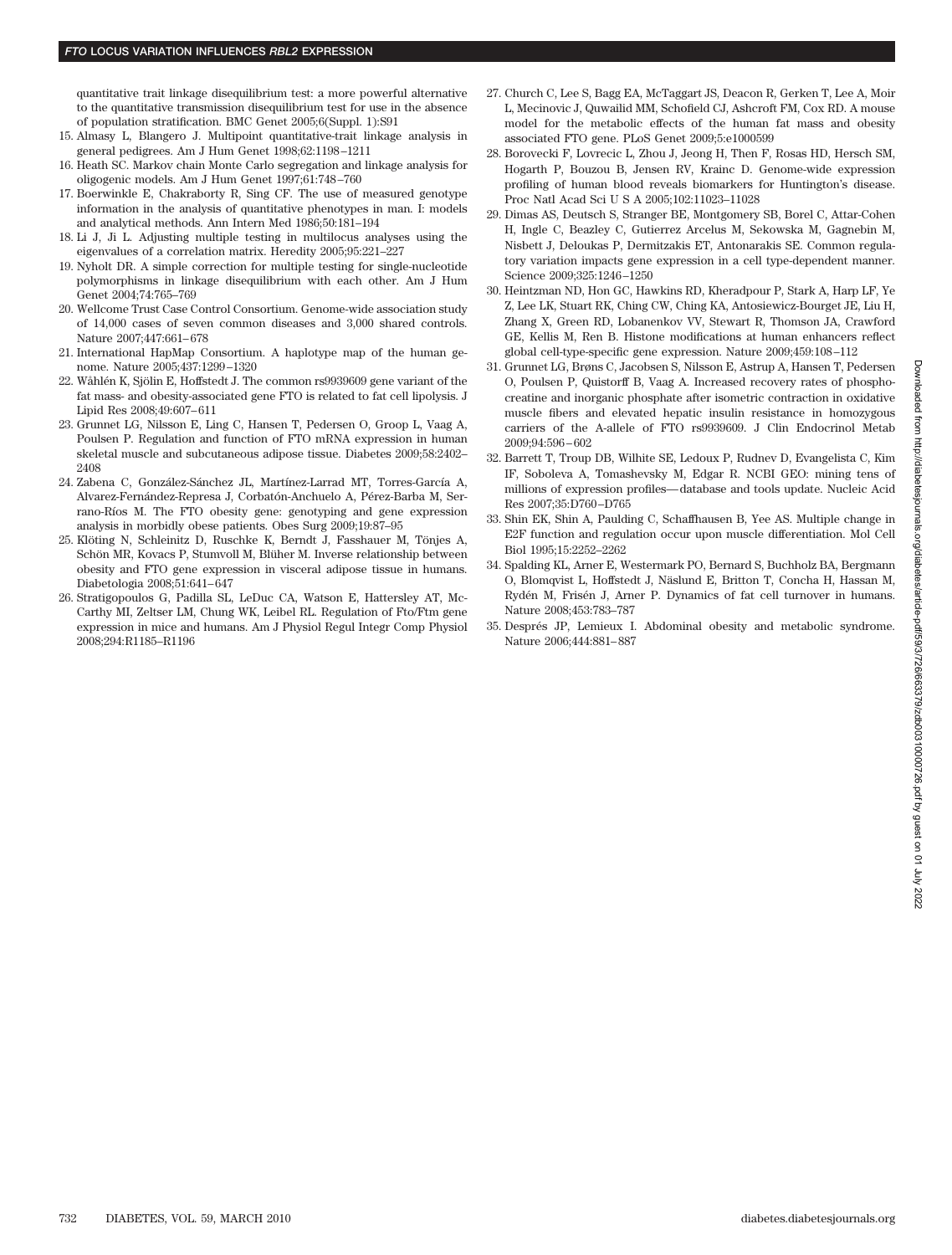quantitative trait linkage disequilibrium test: a more powerful alternative to the quantitative transmission disequilibrium test for use in the absence of population stratification. BMC Genet 2005;6(Suppl. 1):S91

15. Almasy L, Blangero J. Multipoint quantitative-trait linkage analysis in general pedigrees. Am J Hum Genet 1998;62:1198–1211
16. Heath SC. Markov chain Monte Carlo segregation and linkage analysis for oligogenic models. Am J Hum Genet 1997;61:748–760
17. Boerwinkle E, Chakraborty R, Sing CF. The use of measured genotype information in the analysis of quantitative phenotypes in man. I: models and analytical methods. Ann Intern Med 1986;50:181–194
18. Li J, Ji L. Adjusting multiple testing in multilocus analyses using the eigenvalues of a correlation matrix. Heredity 2005;95:221–227
19. Nyholt DR. A simple correction for multiple testing for single-nucleotide polymorphisms in linkage disequilibrium with each other. Am J Hum Genet 2004;74:765–769
20. Wellcome Trust Case Control Consortium. Genome-wide association study of 14,000 cases of seven common diseases and 3,000 shared controls. Nature 2007;447:661–678
21. International HapMap Consortium. A haplotype map of the human genome. Nature 2005;437:1299–1320
22. Wåhlén K, Sjölin E, Hoffstedt J. The common rs9939609 gene variant of the fat mass- and obesity-associated gene FTO is related to fat cell lipolysis. J Lipid Res 2008;49:607–611
23. Grunnet LG, Nilsson E, Ling C, Hansen T, Pedersen O, Groop L, Vaag A, Poulsen P. Regulation and function of FTO mRNA expression in human skeletal muscle and subcutaneous adipose tissue. Diabetes 2009;58:2402–2408
24. Zabena C, González-Sánchez JL, Martínez-Larrad MT, Torres-García A, Alvarez-Fernández-Represa J, Corbatón-Anchuelo A, Pérez-Barba M, Serrano-Ríos M. The FTO obesity gene: genotyping and gene expression analysis in morbidly obese patients. Obes Surg 2009;19:87–95
25. Klöting N, Schleinitz D, Ruschke K, Berndt J, Fasshauer M, Tönjes A, Schön MR, Kovacs P, Stumvoll M, Blüher M. Inverse relationship between obesity and FTO gene expression in visceral adipose tissue in humans. Diabetologia 2008;51:641–647
26. Stratigopoulos G, Padilla SL, LeDuc CA, Watson E, Hattersley AT, McCarthy MI, Zeltser LM, Chung WK, Leibel RL. Regulation of Fto/Ftm gene expression in mice and humans. Am J Physiol Regul Integr Comp Physiol 2008;294:R1185–R1196
27. Church C, Lee S, Bagg EA, McTaggart JS, Deacon R, Gerken T, Lee A, Moir L, Mecinovic J, Quwailid MM, Schofield CJ, Ashcroft FM, Cox RD. A mouse model for the metabolic effects of the human fat mass and obesity associated FTO gene. PLoS Genet 2009;5:e1000599
28. Borovecki F, Lovrecic L, Zhou J, Jeong H, Then F, Rosas HD, Hersch SM, Hogarth P, Bouzou B, Jensen RV, Krainc D. Genome-wide expression profiling of human blood reveals biomarkers for Huntington's disease. Proc Natl Acad Sci U S A 2005;102:11023–11028
29. Dimas AS, Deutsch S, Stranger BE, Montgomery SB, Borel C, Attar-Cohen H, Ingle C, Beazley C, Gutierrez Arcelus M, Sekowska M, Gagnebin M, Nisbett J, Deloukas P, Dermitzakis ET, Antonarakis SE. Common regulatory variation impacts gene expression in a cell type-dependent manner. Science 2009;325:1246–1250
30. Heintzman ND, Hon GC, Hawkins RD, Kheradpour P, Stark A, Harp LF, Ye Z, Lee LK, Stuart RK, Ching CW, Ching KA, Antosiewicz-Bourget JE, Liu H, Zhang X, Green RD, Lobanenkov VV, Stewart R, Thomson JA, Crawford GE, Kellis M, Ren B. Histone modifications at human enhancers reflect global cell-type-specific gene expression. Nature 2009;459:108–112
31. Grunnet LG, Brøns C, Jacobsen S, Nilsson E, Astrup A, Hansen T, Pedersen O, Poulsen P, Quistorff B, Vaag A. Increased recovery rates of phosphocreatine and inorganic phosphate after isometric contraction in oxidative muscle fibers and elevated hepatic insulin resistance in homozygous carriers of the A-allele of FTO rs9939609. J Clin Endocrinol Metab 2009;94:596–602
32. Barrett T, Troup DB, Wilhite SE, Ledoux P, Rudnev D, Evangelista C, Kim IF, Soboleva A, Tomashevsky M, Edgar R. NCBI GEO: mining tens of millions of expression profiles—database and tools update. Nucleic Acid Res 2007;35:D760–D765
33. Shin EK, Shin A, Paulding C, Schaffhausen B, Yee AS. Multiple change in E2F function and regulation occur upon muscle differentiation. Mol Cell Biol 1995;15:2252–2262
34. Spalding KL, Arner E, Westermark PO, Bernard S, Buchholz BA, Bergmann O, Blomqvist L, Hoffstedt J, Näslund E, Britton T, Concha H, Hassan M, Rydén M, Frisén J, Arner P. Dynamics of fat cell turnover in humans. Nature 2008;453:783–787
35. Després JP, Lemieux I. Abdominal obesity and metabolic syndrome. Nature 2006;444:881–887